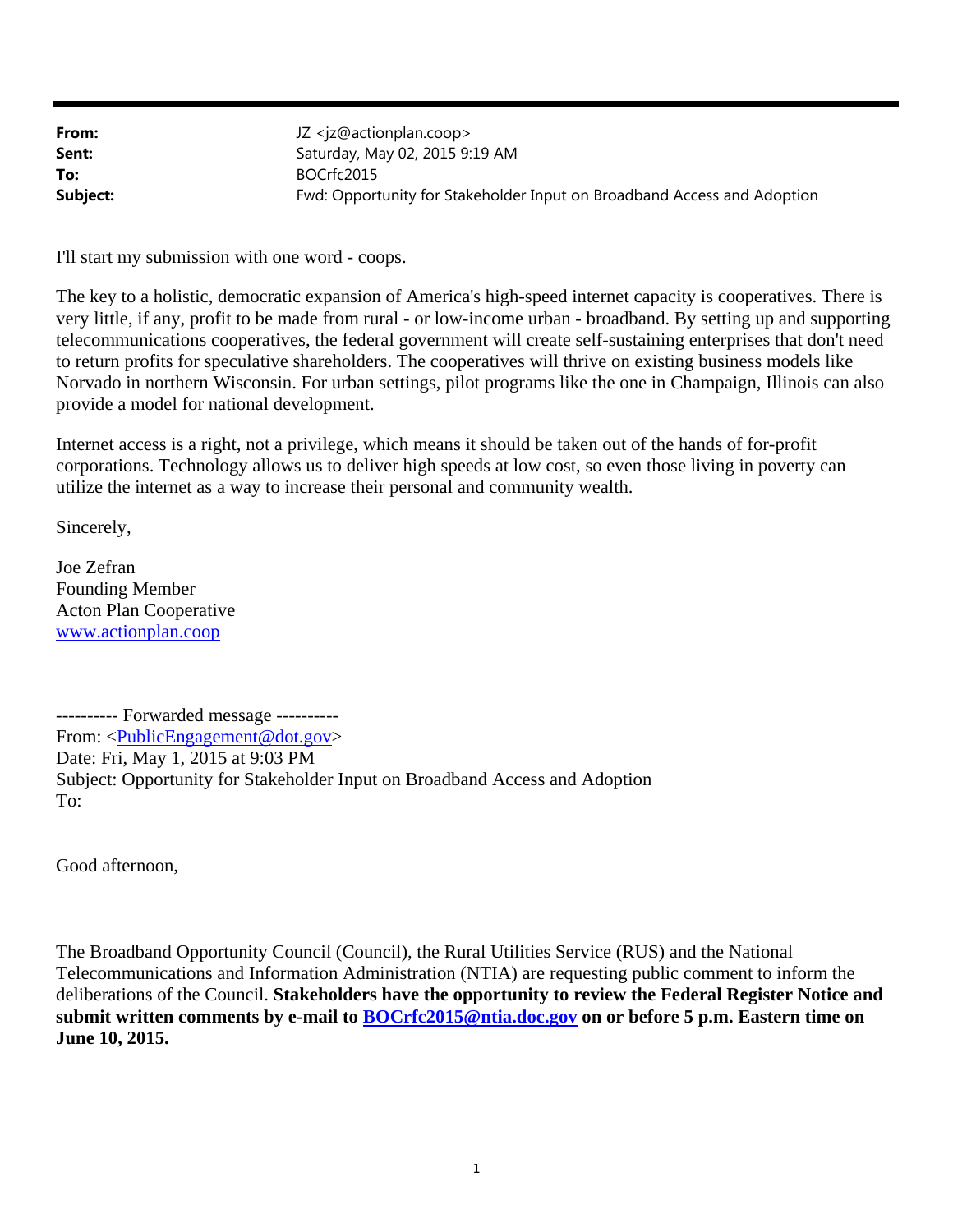**From:** JZ <jz@actionplan.coop>
**Sent:** Saturday, May 02, 2015 9:19 AM
**To:** BOCrfc2015
**Subject:** Fwd: Opportunity for Stakeholder Input on Broadband Access and Adoption

I'll start my submission with one word - coops.

The key to a holistic, democratic expansion of America's high-speed internet capacity is cooperatives. There is very little, if any, profit to be made from rural - or low-income urban - broadband. By setting up and supporting telecommunications cooperatives, the federal government will create self-sustaining enterprises that don't need to return profits for speculative shareholders. The cooperatives will thrive on existing business models like Norvado in northern Wisconsin. For urban settings, pilot programs like the one in Champaign, Illinois can also provide a model for national development.

Internet access is a right, not a privilege, which means it should be taken out of the hands of for-profit corporations. Technology allows us to deliver high speeds at low cost, so even those living in poverty can utilize the internet as a way to increase their personal and community wealth.

Sincerely,

Joe Zefran
Founding Member
Acton Plan Cooperative
www.actionplan.coop

---------- Forwarded message ----------
From: <PublicEngagement@dot.gov>
Date: Fri, May 1, 2015 at 9:03 PM
Subject: Opportunity for Stakeholder Input on Broadband Access and Adoption
To:

Good afternoon,

The Broadband Opportunity Council (Council), the Rural Utilities Service (RUS) and the National Telecommunications and Information Administration (NTIA) are requesting public comment to inform the deliberations of the Council. **Stakeholders have the opportunity to review the Federal Register Notice and submit written comments by e-mail to BOCrfc2015@ntia.doc.gov on or before 5 p.m. Eastern time on June 10, 2015.**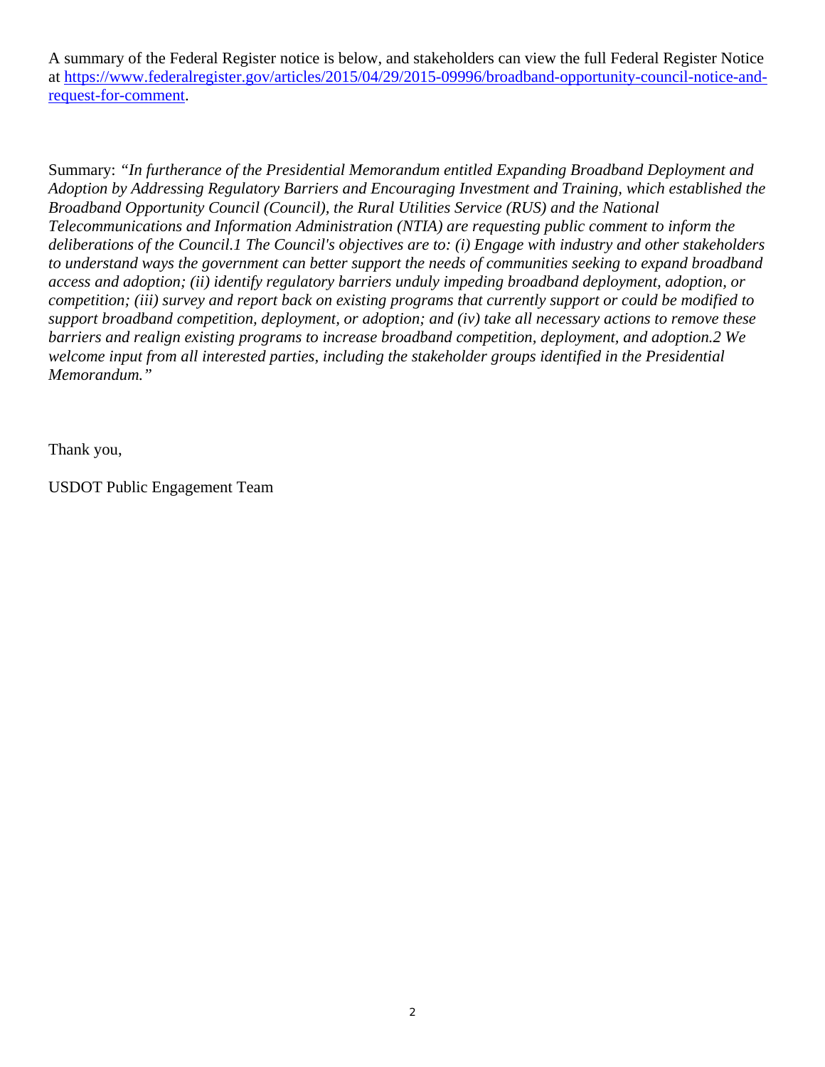A summary of the Federal Register notice is below, and stakeholders can view the full Federal Register Notice at [https://www.federalregister.gov/articles/2015/04/29/2015-09996/broadband-opportunity-council-notice-and-request-for-comment](https://www.federalregister.gov/articles/2015/04/29/2015-09996/broadband-opportunity-council-notice-and-request-for-comment).

Summary: *"In furtherance of the Presidential Memorandum entitled Expanding Broadband Deployment and Adoption by Addressing Regulatory Barriers and Encouraging Investment and Training, which established the Broadband Opportunity Council (Council), the Rural Utilities Service (RUS) and the National Telecommunications and Information Administration (NTIA) are requesting public comment to inform the deliberations of the Council.1 The Council's objectives are to: (i) Engage with industry and other stakeholders to understand ways the government can better support the needs of communities seeking to expand broadband access and adoption; (ii) identify regulatory barriers unduly impeding broadband deployment, adoption, or competition; (iii) survey and report back on existing programs that currently support or could be modified to support broadband competition, deployment, or adoption; and (iv) take all necessary actions to remove these barriers and realign existing programs to increase broadband competition, deployment, and adoption.2 We welcome input from all interested parties, including the stakeholder groups identified in the Presidential Memorandum."*

Thank you,

USDOT Public Engagement Team